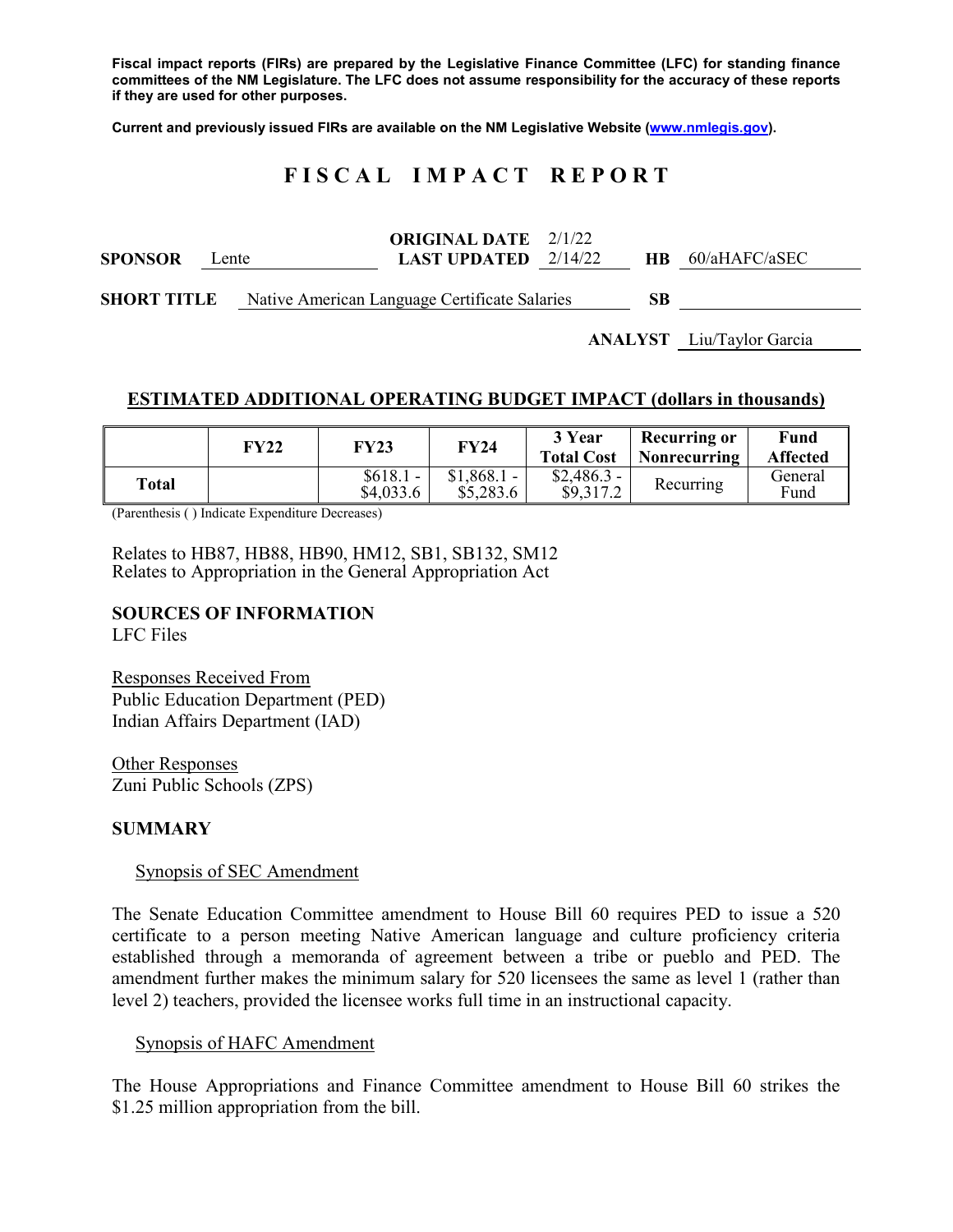**Fiscal impact reports (FIRs) are prepared by the Legislative Finance Committee (LFC) for standing finance committees of the NM Legislature. The LFC does not assume responsibility for the accuracy of these reports if they are used for other purposes.**

**Current and previously issued FIRs are available on the NM Legislative Website (www.nmlegis.gov).**

# FISCAL IMPACT REPORT

**SPONSOR** Lente **ORIGINAL DATE** 2/1/22 **LAST UPDATED** 2/14/22 **HB** 60/aHAFC/aSEC

**SHORT TITLE** Native American Language Certificate Salaries **SB**

**ANALYST** Liu/Taylor Garcia

## ESTIMATED ADDITIONAL OPERATING BUDGET IMPACT (dollars in thousands)

| | FY22 | FY23 | FY24 | 3 Year Total Cost | Recurring or Nonrecurring | Fund Affected |
|---|---|---|---|---|---|---|
| **Total** | | $618.1 - $4,033.6 | $1,868.1 - $5,283.6 | $2,486.3 - $9,317.2 | Recurring | General Fund |

(Parenthesis ( ) Indicate Expenditure Decreases)

Relates to HB87, HB88, HB90, HM12, SB1, SB132, SM12
Relates to Appropriation in the General Appropriation Act

## SOURCES OF INFORMATION

LFC Files

Responses Received From
Public Education Department (PED)
Indian Affairs Department (IAD)

Other Responses
Zuni Public Schools (ZPS)

## SUMMARY

Synopsis of SEC Amendment

The Senate Education Committee amendment to House Bill 60 requires PED to issue a 520 certificate to a person meeting Native American language and culture proficiency criteria established through a memoranda of agreement between a tribe or pueblo and PED. The amendment further makes the minimum salary for 520 licensees the same as level 1 (rather than level 2) teachers, provided the licensee works full time in an instructional capacity.

Synopsis of HAFC Amendment

The House Appropriations and Finance Committee amendment to House Bill 60 strikes the $1.25 million appropriation from the bill.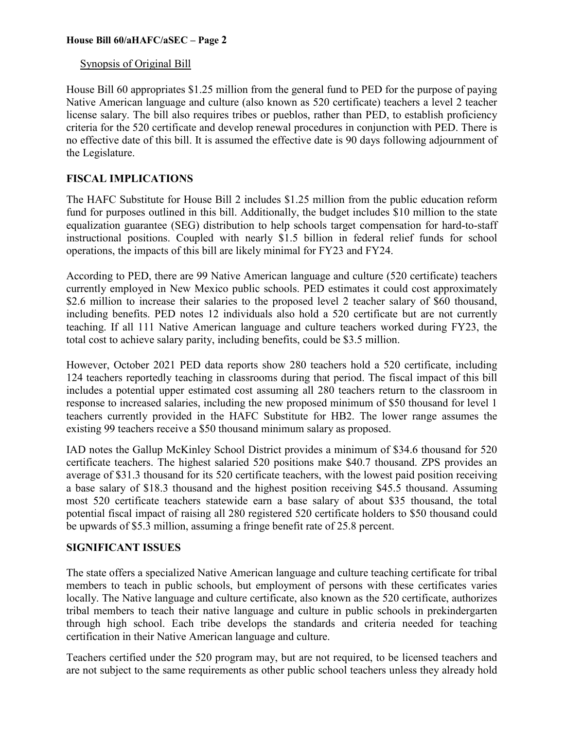Synopsis of Original Bill

House Bill 60 appropriates $1.25 million from the general fund to PED for the purpose of paying Native American language and culture (also known as 520 certificate) teachers a level 2 teacher license salary. The bill also requires tribes or pueblos, rather than PED, to establish proficiency criteria for the 520 certificate and develop renewal procedures in conjunction with PED. There is no effective date of this bill. It is assumed the effective date is 90 days following adjournment of the Legislature.

## FISCAL IMPLICATIONS

The HAFC Substitute for House Bill 2 includes $1.25 million from the public education reform fund for purposes outlined in this bill. Additionally, the budget includes $10 million to the state equalization guarantee (SEG) distribution to help schools target compensation for hard-to-staff instructional positions. Coupled with nearly $1.5 billion in federal relief funds for school operations, the impacts of this bill are likely minimal for FY23 and FY24.

According to PED, there are 99 Native American language and culture (520 certificate) teachers currently employed in New Mexico public schools. PED estimates it could cost approximately $2.6 million to increase their salaries to the proposed level 2 teacher salary of $60 thousand, including benefits. PED notes 12 individuals also hold a 520 certificate but are not currently teaching. If all 111 Native American language and culture teachers worked during FY23, the total cost to achieve salary parity, including benefits, could be $3.5 million.

However, October 2021 PED data reports show 280 teachers hold a 520 certificate, including 124 teachers reportedly teaching in classrooms during that period. The fiscal impact of this bill includes a potential upper estimated cost assuming all 280 teachers return to the classroom in response to increased salaries, including the new proposed minimum of $50 thousand for level 1 teachers currently provided in the HAFC Substitute for HB2. The lower range assumes the existing 99 teachers receive a $50 thousand minimum salary as proposed.

IAD notes the Gallup McKinley School District provides a minimum of $34.6 thousand for 520 certificate teachers. The highest salaried 520 positions make $40.7 thousand. ZPS provides an average of $31.3 thousand for its 520 certificate teachers, with the lowest paid position receiving a base salary of $18.3 thousand and the highest position receiving $45.5 thousand. Assuming most 520 certificate teachers statewide earn a base salary of about $35 thousand, the total potential fiscal impact of raising all 280 registered 520 certificate holders to $50 thousand could be upwards of $5.3 million, assuming a fringe benefit rate of 25.8 percent.

## SIGNIFICANT ISSUES

The state offers a specialized Native American language and culture teaching certificate for tribal members to teach in public schools, but employment of persons with these certificates varies locally. The Native language and culture certificate, also known as the 520 certificate, authorizes tribal members to teach their native language and culture in public schools in prekindergarten through high school. Each tribe develops the standards and criteria needed for teaching certification in their Native American language and culture.

Teachers certified under the 520 program may, but are not required, to be licensed teachers and are not subject to the same requirements as other public school teachers unless they already hold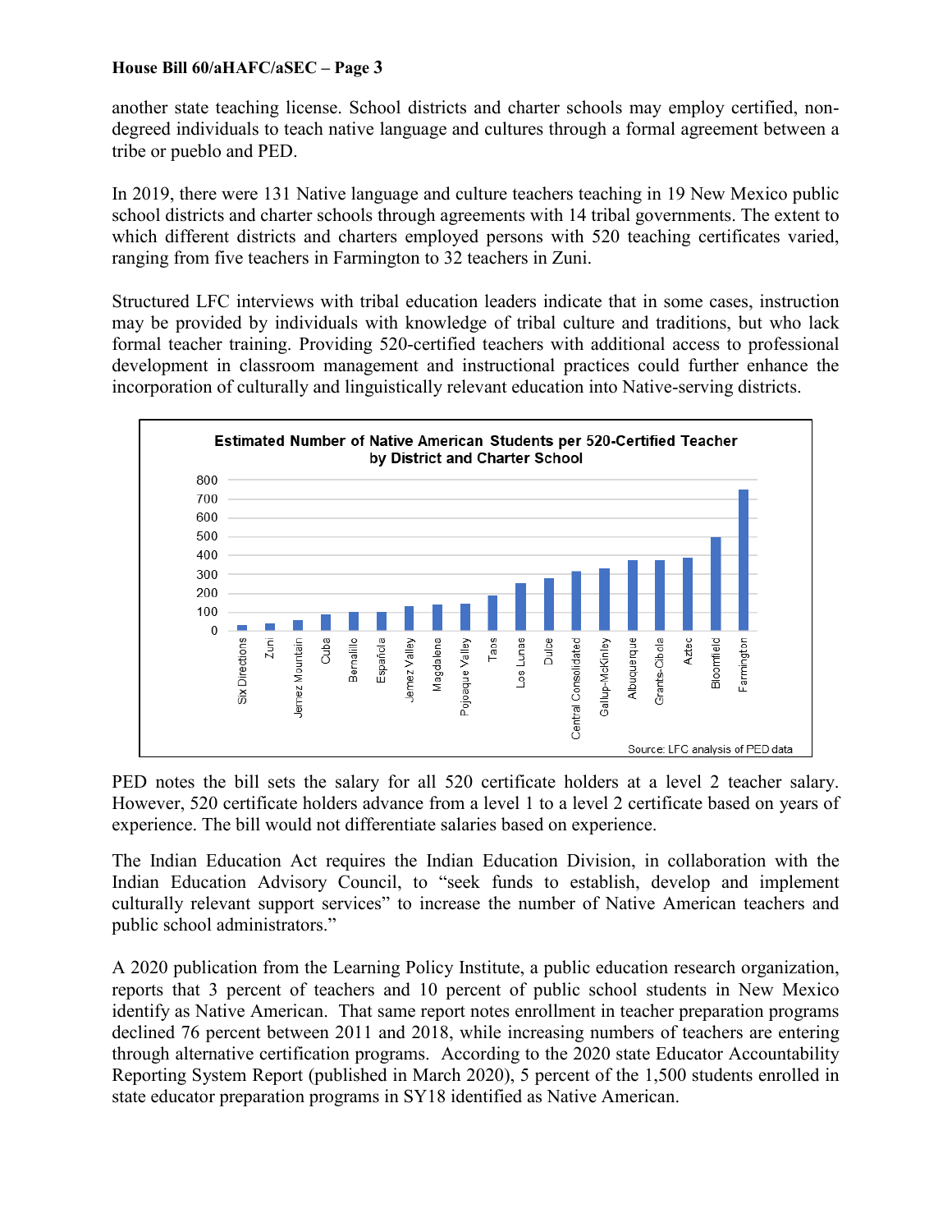another state teaching license. School districts and charter schools may employ certified, non-degreed individuals to teach native language and cultures through a formal agreement between a tribe or pueblo and PED.

In 2019, there were 131 Native language and culture teachers teaching in 19 New Mexico public school districts and charter schools through agreements with 14 tribal governments. The extent to which different districts and charters employed persons with 520 teaching certificates varied, ranging from five teachers in Farmington to 32 teachers in Zuni.

Structured LFC interviews with tribal education leaders indicate that in some cases, instruction may be provided by individuals with knowledge of tribal culture and traditions, but who lack formal teacher training. Providing 520-certified teachers with additional access to professional development in classroom management and instructional practices could further enhance the incorporation of culturally and linguistically relevant education into Native-serving districts.

**Estimated Number of Native American Students per 520-Certified Teacher by District and Charter School**

Source: LFC analysis of PED data

PED notes the bill sets the salary for all 520 certificate holders at a level 2 teacher salary. However, 520 certificate holders advance from a level 1 to a level 2 certificate based on years of experience. The bill would not differentiate salaries based on experience.

The Indian Education Act requires the Indian Education Division, in collaboration with the Indian Education Advisory Council, to "seek funds to establish, develop and implement culturally relevant support services" to increase the number of Native American teachers and public school administrators."

A 2020 publication from the Learning Policy Institute, a public education research organization, reports that 3 percent of teachers and 10 percent of public school students in New Mexico identify as Native American. That same report notes enrollment in teacher preparation programs declined 76 percent between 2011 and 2018, while increasing numbers of teachers are entering through alternative certification programs. According to the 2020 state Educator Accountability Reporting System Report (published in March 2020), 5 percent of the 1,500 students enrolled in state educator preparation programs in SY18 identified as Native American.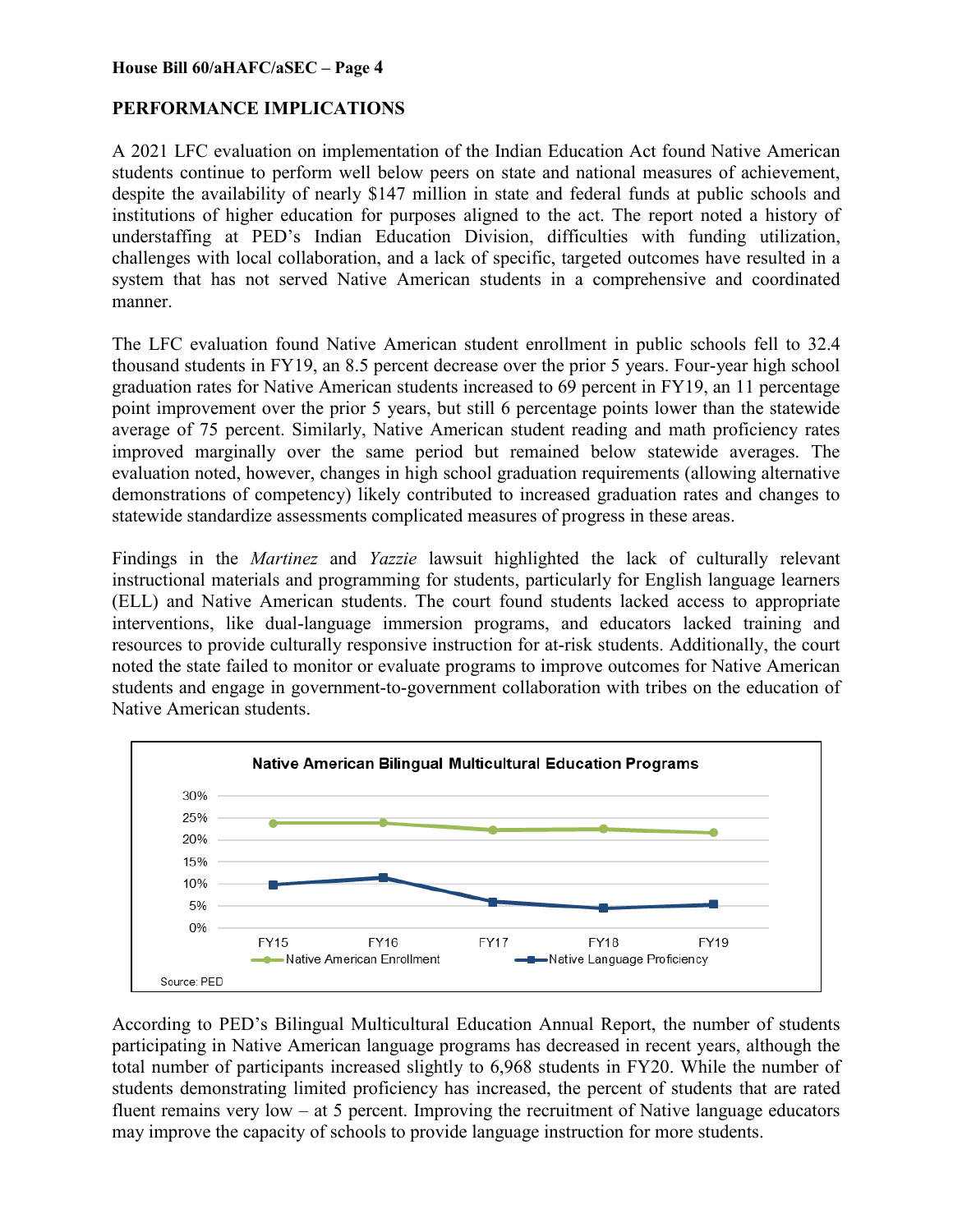## PERFORMANCE IMPLICATIONS

A 2021 LFC evaluation on implementation of the Indian Education Act found Native American students continue to perform well below peers on state and national measures of achievement, despite the availability of nearly \$147 million in state and federal funds at public schools and institutions of higher education for purposes aligned to the act. The report noted a history of understaffing at PED's Indian Education Division, difficulties with funding utilization, challenges with local collaboration, and a lack of specific, targeted outcomes have resulted in a system that has not served Native American students in a comprehensive and coordinated manner.

The LFC evaluation found Native American student enrollment in public schools fell to 32.4 thousand students in FY19, an 8.5 percent decrease over the prior 5 years. Four-year high school graduation rates for Native American students increased to 69 percent in FY19, an 11 percentage point improvement over the prior 5 years, but still 6 percentage points lower than the statewide average of 75 percent. Similarly, Native American student reading and math proficiency rates improved marginally over the same period but remained below statewide averages. The evaluation noted, however, changes in high school graduation requirements (allowing alternative demonstrations of competency) likely contributed to increased graduation rates and changes to statewide standardize assessments complicated measures of progress in these areas.

Findings in the *Martinez* and *Yazzie* lawsuit highlighted the lack of culturally relevant instructional materials and programming for students, particularly for English language learners (ELL) and Native American students. The court found students lacked access to appropriate interventions, like dual-language immersion programs, and educators lacked training and resources to provide culturally responsive instruction for at-risk students. Additionally, the court noted the state failed to monitor or evaluate programs to improve outcomes for Native American students and engage in government-to-government collaboration with tribes on the education of Native American students.

**Native American Bilingual Multicultural Education Programs**

Legend: Native American Enrollment; Native Language Proficiency (FY15–FY19)

Source: PED

According to PED's Bilingual Multicultural Education Annual Report, the number of students participating in Native American language programs has decreased in recent years, although the total number of participants increased slightly to 6,968 students in FY20. While the number of students demonstrating limited proficiency has increased, the percent of students that are rated fluent remains very low – at 5 percent. Improving the recruitment of Native language educators may improve the capacity of schools to provide language instruction for more students.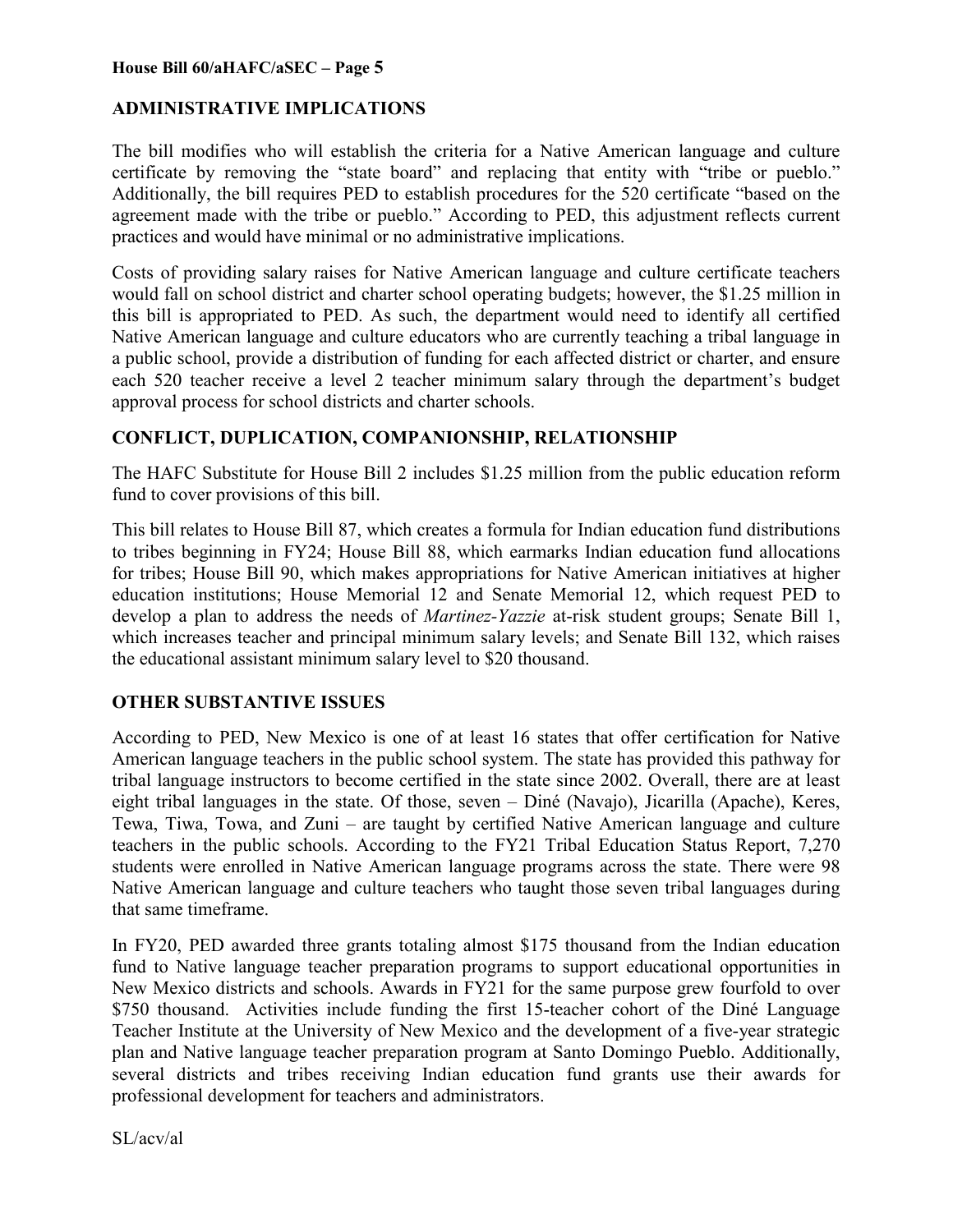## ADMINISTRATIVE IMPLICATIONS

The bill modifies who will establish the criteria for a Native American language and culture certificate by removing the "state board" and replacing that entity with "tribe or pueblo." Additionally, the bill requires PED to establish procedures for the 520 certificate "based on the agreement made with the tribe or pueblo." According to PED, this adjustment reflects current practices and would have minimal or no administrative implications.

Costs of providing salary raises for Native American language and culture certificate teachers would fall on school district and charter school operating budgets; however, the $1.25 million in this bill is appropriated to PED. As such, the department would need to identify all certified Native American language and culture educators who are currently teaching a tribal language in a public school, provide a distribution of funding for each affected district or charter, and ensure each 520 teacher receive a level 2 teacher minimum salary through the department's budget approval process for school districts and charter schools.

## CONFLICT, DUPLICATION, COMPANIONSHIP, RELATIONSHIP

The HAFC Substitute for House Bill 2 includes $1.25 million from the public education reform fund to cover provisions of this bill.

This bill relates to House Bill 87, which creates a formula for Indian education fund distributions to tribes beginning in FY24; House Bill 88, which earmarks Indian education fund allocations for tribes; House Bill 90, which makes appropriations for Native American initiatives at higher education institutions; House Memorial 12 and Senate Memorial 12, which request PED to develop a plan to address the needs of *Martinez-Yazzie* at-risk student groups; Senate Bill 1, which increases teacher and principal minimum salary levels; and Senate Bill 132, which raises the educational assistant minimum salary level to $20 thousand.

## OTHER SUBSTANTIVE ISSUES

According to PED, New Mexico is one of at least 16 states that offer certification for Native American language teachers in the public school system. The state has provided this pathway for tribal language instructors to become certified in the state since 2002. Overall, there are at least eight tribal languages in the state. Of those, seven – Diné (Navajo), Jicarilla (Apache), Keres, Tewa, Tiwa, Towa, and Zuni – are taught by certified Native American language and culture teachers in the public schools. According to the FY21 Tribal Education Status Report, 7,270 students were enrolled in Native American language programs across the state. There were 98 Native American language and culture teachers who taught those seven tribal languages during that same timeframe.

In FY20, PED awarded three grants totaling almost $175 thousand from the Indian education fund to Native language teacher preparation programs to support educational opportunities in New Mexico districts and schools. Awards in FY21 for the same purpose grew fourfold to over $750 thousand. Activities include funding the first 15-teacher cohort of the Diné Language Teacher Institute at the University of New Mexico and the development of a five-year strategic plan and Native language teacher preparation program at Santo Domingo Pueblo. Additionally, several districts and tribes receiving Indian education fund grants use their awards for professional development for teachers and administrators.

SL/acv/al